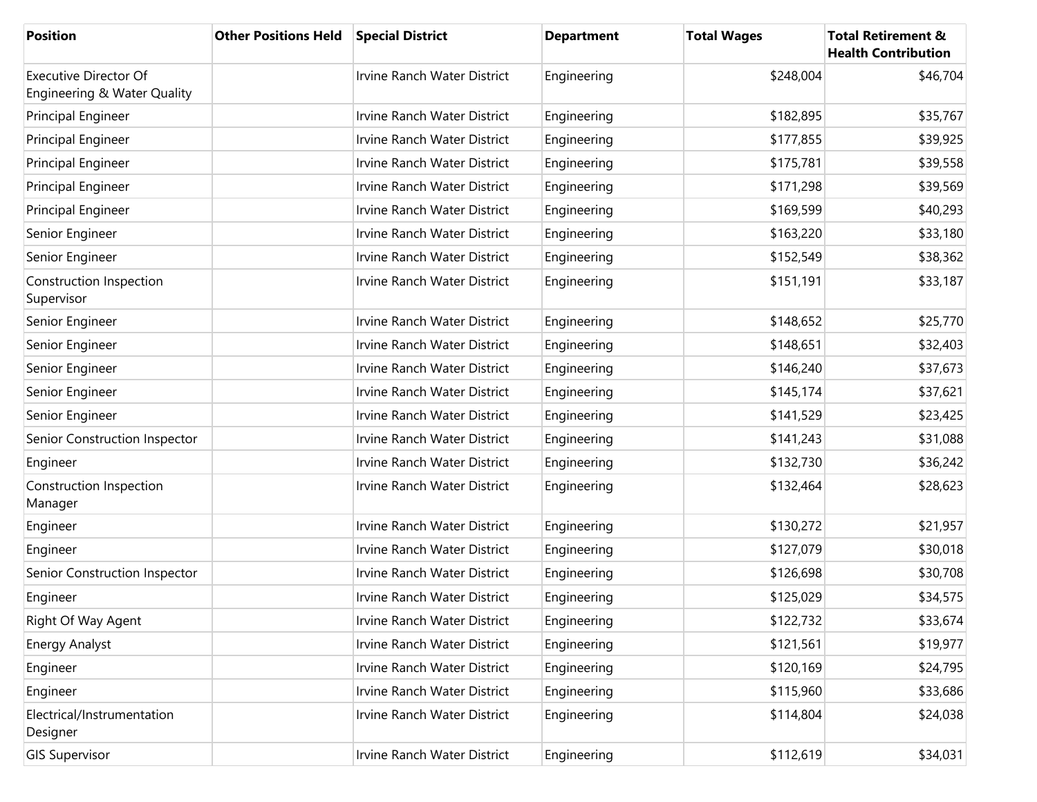| Position | Other Positions Held | Special District | Department | Total Wages | Total Retirement & Health Contribution |
|---|---|---|---|---|---|
| Executive Director Of Engineering & Water Quality | | Irvine Ranch Water District | Engineering | $248,004 | $46,704 |
| Principal Engineer | | Irvine Ranch Water District | Engineering | $182,895 | $35,767 |
| Principal Engineer | | Irvine Ranch Water District | Engineering | $177,855 | $39,925 |
| Principal Engineer | | Irvine Ranch Water District | Engineering | $175,781 | $39,558 |
| Principal Engineer | | Irvine Ranch Water District | Engineering | $171,298 | $39,569 |
| Principal Engineer | | Irvine Ranch Water District | Engineering | $169,599 | $40,293 |
| Senior Engineer | | Irvine Ranch Water District | Engineering | $163,220 | $33,180 |
| Senior Engineer | | Irvine Ranch Water District | Engineering | $152,549 | $38,362 |
| Construction Inspection Supervisor | | Irvine Ranch Water District | Engineering | $151,191 | $33,187 |
| Senior Engineer | | Irvine Ranch Water District | Engineering | $148,652 | $25,770 |
| Senior Engineer | | Irvine Ranch Water District | Engineering | $148,651 | $32,403 |
| Senior Engineer | | Irvine Ranch Water District | Engineering | $146,240 | $37,673 |
| Senior Engineer | | Irvine Ranch Water District | Engineering | $145,174 | $37,621 |
| Senior Engineer | | Irvine Ranch Water District | Engineering | $141,529 | $23,425 |
| Senior Construction Inspector | | Irvine Ranch Water District | Engineering | $141,243 | $31,088 |
| Engineer | | Irvine Ranch Water District | Engineering | $132,730 | $36,242 |
| Construction Inspection Manager | | Irvine Ranch Water District | Engineering | $132,464 | $28,623 |
| Engineer | | Irvine Ranch Water District | Engineering | $130,272 | $21,957 |
| Engineer | | Irvine Ranch Water District | Engineering | $127,079 | $30,018 |
| Senior Construction Inspector | | Irvine Ranch Water District | Engineering | $126,698 | $30,708 |
| Engineer | | Irvine Ranch Water District | Engineering | $125,029 | $34,575 |
| Right Of Way Agent | | Irvine Ranch Water District | Engineering | $122,732 | $33,674 |
| Energy Analyst | | Irvine Ranch Water District | Engineering | $121,561 | $19,977 |
| Engineer | | Irvine Ranch Water District | Engineering | $120,169 | $24,795 |
| Engineer | | Irvine Ranch Water District | Engineering | $115,960 | $33,686 |
| Electrical/Instrumentation Designer | | Irvine Ranch Water District | Engineering | $114,804 | $24,038 |
| GIS Supervisor | | Irvine Ranch Water District | Engineering | $112,619 | $34,031 |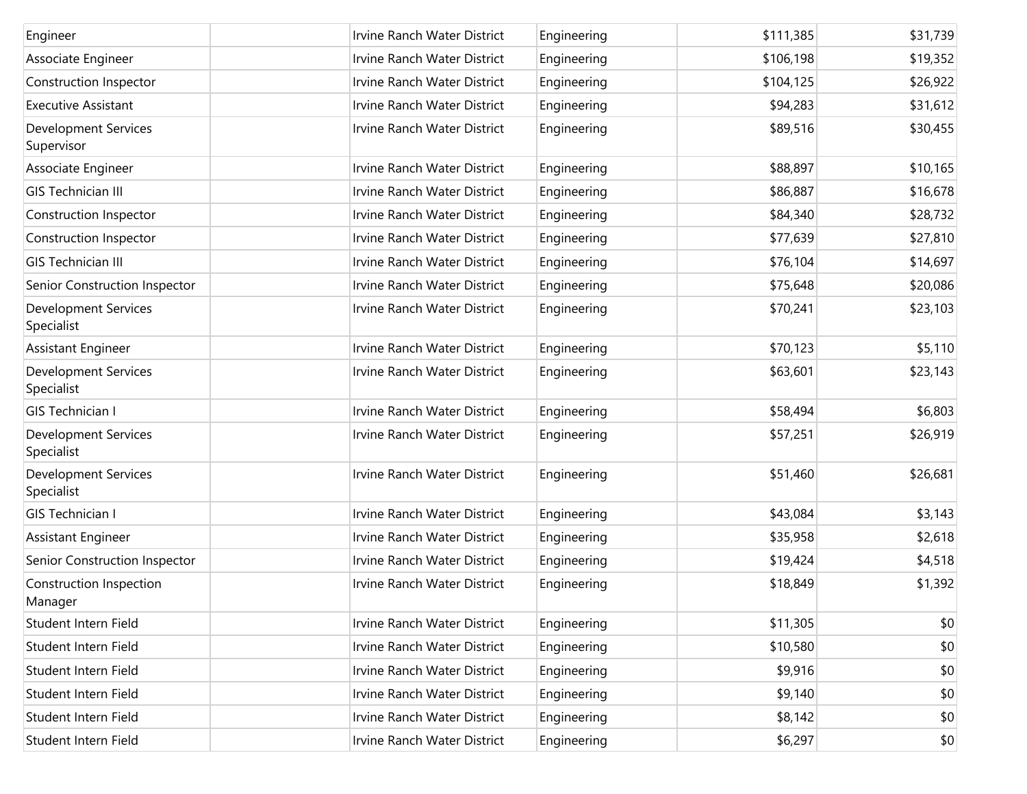| | | | | | |
|---|---|---|---|---|---|
| Engineer | | Irvine Ranch Water District | Engineering | $111,385 | $31,739 |
| Associate Engineer | | Irvine Ranch Water District | Engineering | $106,198 | $19,352 |
| Construction Inspector | | Irvine Ranch Water District | Engineering | $104,125 | $26,922 |
| Executive Assistant | | Irvine Ranch Water District | Engineering | $94,283 | $31,612 |
| Development Services Supervisor | | Irvine Ranch Water District | Engineering | $89,516 | $30,455 |
| Associate Engineer | | Irvine Ranch Water District | Engineering | $88,897 | $10,165 |
| GIS Technician III | | Irvine Ranch Water District | Engineering | $86,887 | $16,678 |
| Construction Inspector | | Irvine Ranch Water District | Engineering | $84,340 | $28,732 |
| Construction Inspector | | Irvine Ranch Water District | Engineering | $77,639 | $27,810 |
| GIS Technician III | | Irvine Ranch Water District | Engineering | $76,104 | $14,697 |
| Senior Construction Inspector | | Irvine Ranch Water District | Engineering | $75,648 | $20,086 |
| Development Services Specialist | | Irvine Ranch Water District | Engineering | $70,241 | $23,103 |
| Assistant Engineer | | Irvine Ranch Water District | Engineering | $70,123 | $5,110 |
| Development Services Specialist | | Irvine Ranch Water District | Engineering | $63,601 | $23,143 |
| GIS Technician I | | Irvine Ranch Water District | Engineering | $58,494 | $6,803 |
| Development Services Specialist | | Irvine Ranch Water District | Engineering | $57,251 | $26,919 |
| Development Services Specialist | | Irvine Ranch Water District | Engineering | $51,460 | $26,681 |
| GIS Technician I | | Irvine Ranch Water District | Engineering | $43,084 | $3,143 |
| Assistant Engineer | | Irvine Ranch Water District | Engineering | $35,958 | $2,618 |
| Senior Construction Inspector | | Irvine Ranch Water District | Engineering | $19,424 | $4,518 |
| Construction Inspection Manager | | Irvine Ranch Water District | Engineering | $18,849 | $1,392 |
| Student Intern Field | | Irvine Ranch Water District | Engineering | $11,305 | $0 |
| Student Intern Field | | Irvine Ranch Water District | Engineering | $10,580 | $0 |
| Student Intern Field | | Irvine Ranch Water District | Engineering | $9,916 | $0 |
| Student Intern Field | | Irvine Ranch Water District | Engineering | $9,140 | $0 |
| Student Intern Field | | Irvine Ranch Water District | Engineering | $8,142 | $0 |
| Student Intern Field | | Irvine Ranch Water District | Engineering | $6,297 | $0 |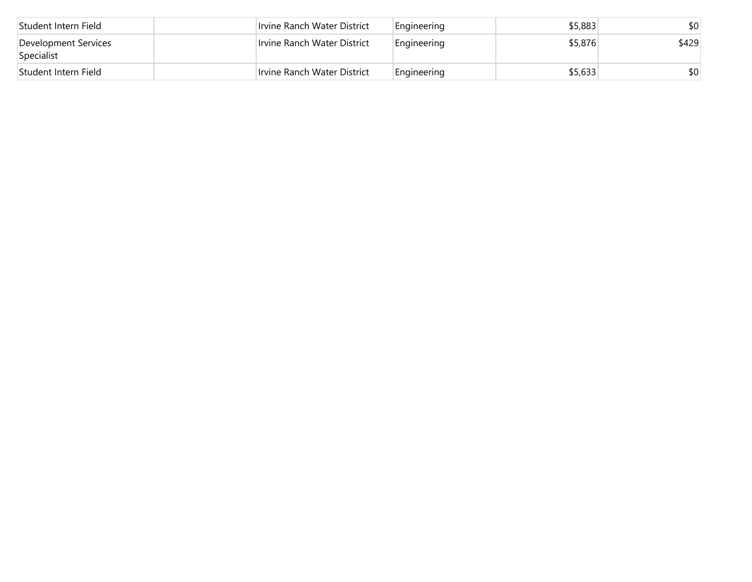| | | | | | |
|---|---|---|---|---|---|
| Student Intern Field | | Irvine Ranch Water District | Engineering | $5,883 | $0 |
| Development Services Specialist | | Irvine Ranch Water District | Engineering | $5,876 | $429 |
| Student Intern Field | | Irvine Ranch Water District | Engineering | $5,633 | $0 |